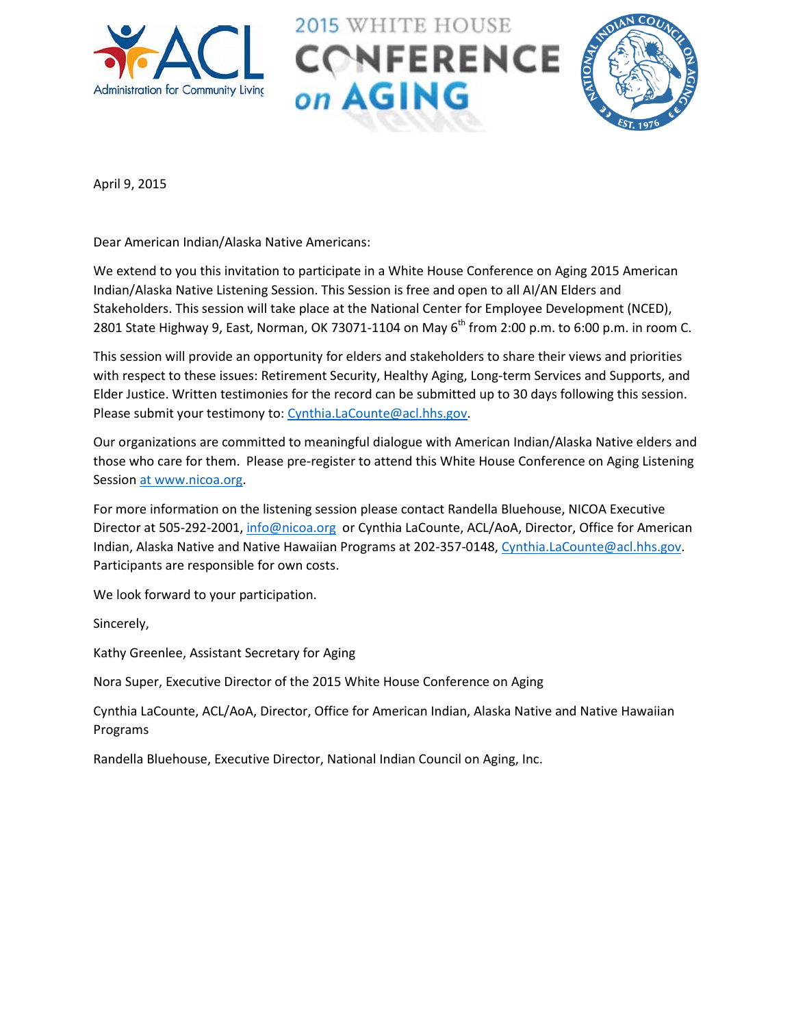Administration for Community Living

2015 WHITE HOUSE CONFERENCE on AGING

April 9, 2015

Dear American Indian/Alaska Native Americans:

We extend to you this invitation to participate in a White House Conference on Aging 2015 American Indian/Alaska Native Listening Session. This Session is free and open to all AI/AN Elders and Stakeholders. This session will take place at the National Center for Employee Development (NCED), 2801 State Highway 9, East, Norman, OK 73071-1104 on May 6th from 2:00 p.m. to 6:00 p.m. in room C.

This session will provide an opportunity for elders and stakeholders to share their views and priorities with respect to these issues: Retirement Security, Healthy Aging, Long-term Services and Supports, and Elder Justice. Written testimonies for the record can be submitted up to 30 days following this session. Please submit your testimony to: Cynthia.LaCounte@acl.hhs.gov.

Our organizations are committed to meaningful dialogue with American Indian/Alaska Native elders and those who care for them. Please pre-register to attend this White House Conference on Aging Listening Session at www.nicoa.org.

For more information on the listening session please contact Randella Bluehouse, NICOA Executive Director at 505-292-2001, info@nicoa.org or Cynthia LaCounte, ACL/AoA, Director, Office for American Indian, Alaska Native and Native Hawaiian Programs at 202-357-0148, Cynthia.LaCounte@acl.hhs.gov. Participants are responsible for own costs.

We look forward to your participation.

Sincerely,

Kathy Greenlee, Assistant Secretary for Aging

Nora Super, Executive Director of the 2015 White House Conference on Aging

Cynthia LaCounte, ACL/AoA, Director, Office for American Indian, Alaska Native and Native Hawaiian Programs

Randella Bluehouse, Executive Director, National Indian Council on Aging, Inc.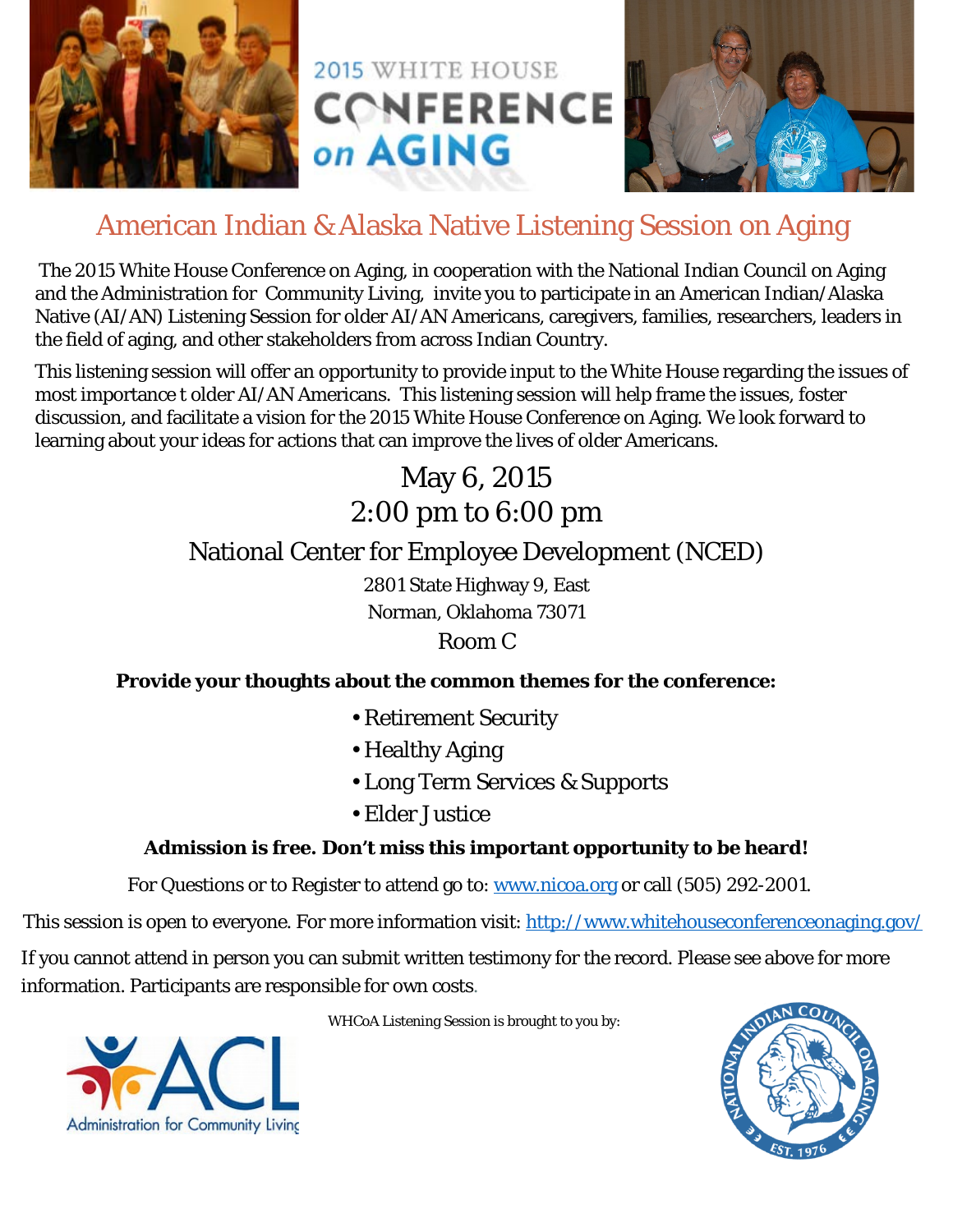2015 WHITE HOUSE CONFERENCE on AGING

# American Indian & Alaska Native Listening Session on Aging

The 2015 White House Conference on Aging, in cooperation with the National Indian Council on Aging and the Administration for Community Living, invite you to participate in an American Indian/Alaska Native (AI/AN) Listening Session for older AI/AN Americans, caregivers, families, researchers, leaders in the field of aging, and other stakeholders from across Indian Country.

This listening session will offer an opportunity to provide input to the White House regarding the issues of most importance t older AI/AN Americans. This listening session will help frame the issues, foster discussion, and facilitate a vision for the 2015 White House Conference on Aging. We look forward to learning about your ideas for actions that can improve the lives of older Americans.

May 6, 2015

2:00 pm to 6:00 pm

National Center for Employee Development (NCED)

2801 State Highway 9, East

Norman, Oklahoma 73071

Room C

**Provide your thoughts about the common themes for the conference:**

- Retirement Security
- Healthy Aging
- Long Term Services & Supports
- Elder Justice

**Admission is free. Don't miss this important opportunity to be heard!**

For Questions or to Register to attend go to: www.nicoa.org or call (505) 292-2001.

This session is open to everyone. For more information visit: http://www.whitehouseconferenceonaging.gov/

If you cannot attend in person you can submit written testimony for the record. Please see above for more information. Participants are responsible for own costs.

WHCoA Listening Session is brought to you by:

ACL Administration for Community Living

National Indian Council on Aging EST. 1976